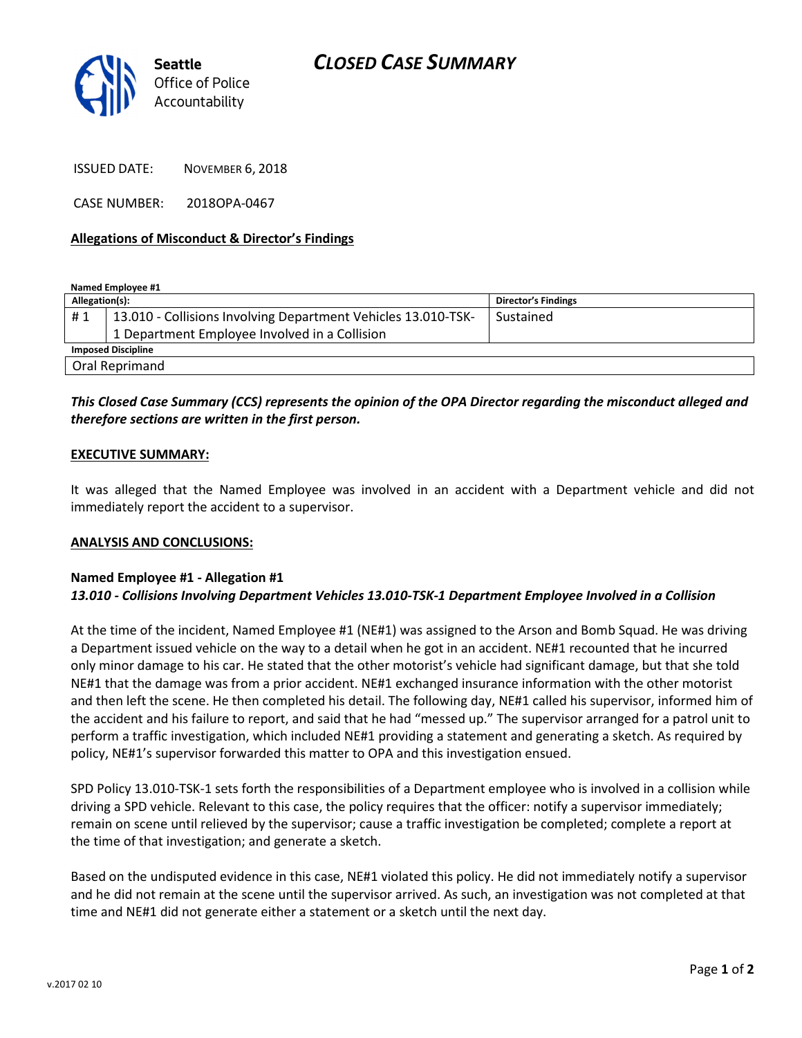**Seattle**
Office of Police
Accountability

# CLOSED CASE SUMMARY

ISSUED DATE: NOVEMBER 6, 2018

CASE NUMBER: 2018OPA-0467

## Allegations of Misconduct & Director's Findings

**Named Employee #1**

| Allegation(s): | | Director's Findings |
|---|---|---|
| # 1 | 13.010 - Collisions Involving Department Vehicles 13.010-TSK-1 Department Employee Involved in a Collision | Sustained |
| **Imposed Discipline** | | |
| Oral Reprimand | | |

***This Closed Case Summary (CCS) represents the opinion of the OPA Director regarding the misconduct alleged and therefore sections are written in the first person.***

## EXECUTIVE SUMMARY:

It was alleged that the Named Employee was involved in an accident with a Department vehicle and did not immediately report the accident to a supervisor.

## ANALYSIS AND CONCLUSIONS:

### Named Employee #1 - Allegation #1
***13.010 - Collisions Involving Department Vehicles 13.010-TSK-1 Department Employee Involved in a Collision***

At the time of the incident, Named Employee #1 (NE#1) was assigned to the Arson and Bomb Squad. He was driving a Department issued vehicle on the way to a detail when he got in an accident. NE#1 recounted that he incurred only minor damage to his car. He stated that the other motorist's vehicle had significant damage, but that she told NE#1 that the damage was from a prior accident. NE#1 exchanged insurance information with the other motorist and then left the scene. He then completed his detail. The following day, NE#1 called his supervisor, informed him of the accident and his failure to report, and said that he had "messed up." The supervisor arranged for a patrol unit to perform a traffic investigation, which included NE#1 providing a statement and generating a sketch. As required by policy, NE#1's supervisor forwarded this matter to OPA and this investigation ensued.

SPD Policy 13.010-TSK-1 sets forth the responsibilities of a Department employee who is involved in a collision while driving a SPD vehicle. Relevant to this case, the policy requires that the officer: notify a supervisor immediately; remain on scene until relieved by the supervisor; cause a traffic investigation be completed; complete a report at the time of that investigation; and generate a sketch.

Based on the undisputed evidence in this case, NE#1 violated this policy. He did not immediately notify a supervisor and he did not remain at the scene until the supervisor arrived. As such, an investigation was not completed at that time and NE#1 did not generate either a statement or a sketch until the next day.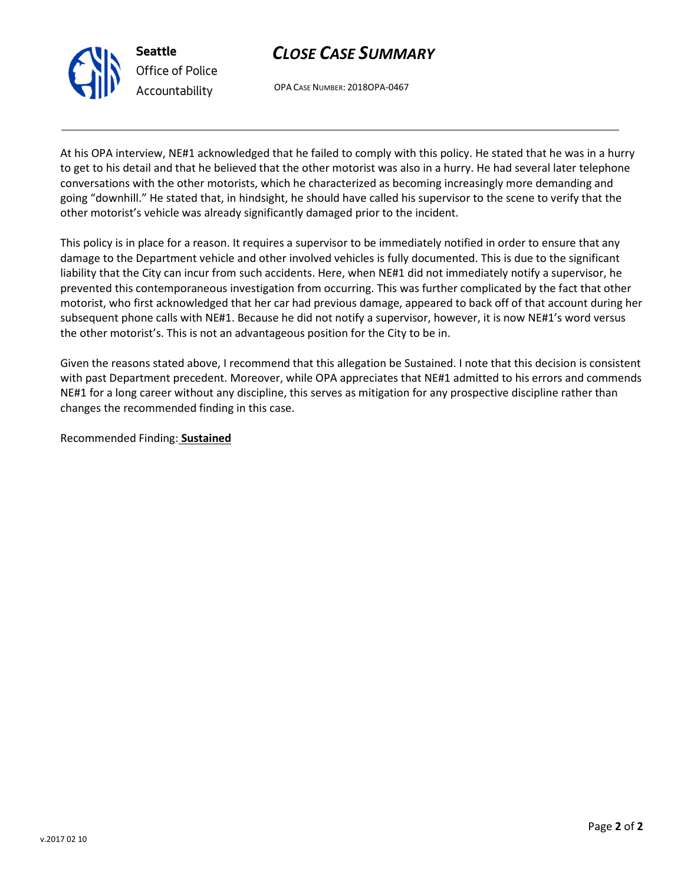At his OPA interview, NE#1 acknowledged that he failed to comply with this policy. He stated that he was in a hurry to get to his detail and that he believed that the other motorist was also in a hurry. He had several later telephone conversations with the other motorists, which he characterized as becoming increasingly more demanding and going "downhill." He stated that, in hindsight, he should have called his supervisor to the scene to verify that the other motorist's vehicle was already significantly damaged prior to the incident.

This policy is in place for a reason. It requires a supervisor to be immediately notified in order to ensure that any damage to the Department vehicle and other involved vehicles is fully documented. This is due to the significant liability that the City can incur from such accidents. Here, when NE#1 did not immediately notify a supervisor, he prevented this contemporaneous investigation from occurring. This was further complicated by the fact that other motorist, who first acknowledged that her car had previous damage, appeared to back off of that account during her subsequent phone calls with NE#1. Because he did not notify a supervisor, however, it is now NE#1's word versus the other motorist's. This is not an advantageous position for the City to be in.

Given the reasons stated above, I recommend that this allegation be Sustained. I note that this decision is consistent with past Department precedent. Moreover, while OPA appreciates that NE#1 admitted to his errors and commends NE#1 for a long career without any discipline, this serves as mitigation for any prospective discipline rather than changes the recommended finding in this case.

Recommended Finding: **Sustained**